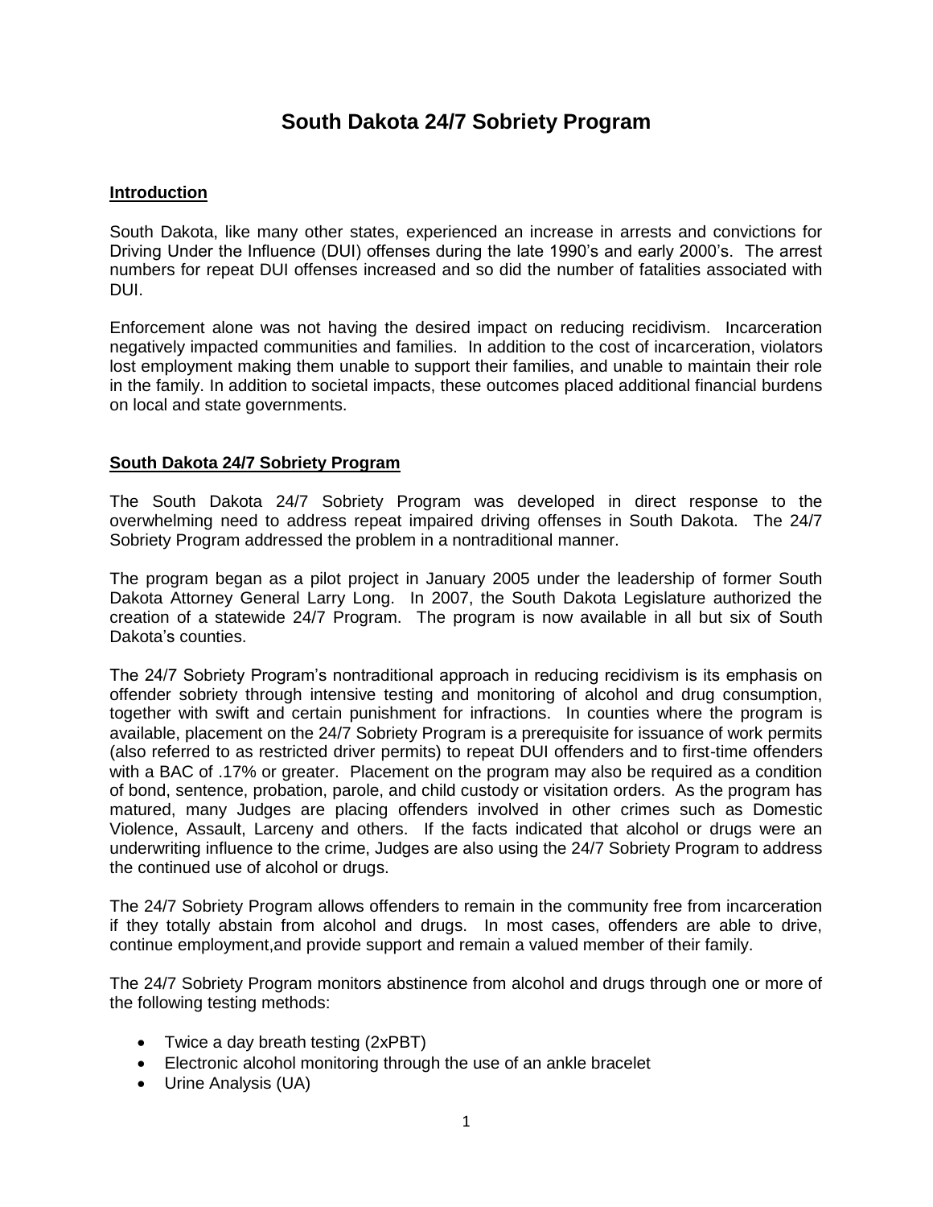# South Dakota 24/7 Sobriety Program

**Introduction**

South Dakota, like many other states, experienced an increase in arrests and convictions for Driving Under the Influence (DUI) offenses during the late 1990's and early 2000's. The arrest numbers for repeat DUI offenses increased and so did the number of fatalities associated with DUI.

Enforcement alone was not having the desired impact on reducing recidivism. Incarceration negatively impacted communities and families. In addition to the cost of incarceration, violators lost employment making them unable to support their families, and unable to maintain their role in the family. In addition to societal impacts, these outcomes placed additional financial burdens on local and state governments.

**South Dakota 24/7 Sobriety Program**

The South Dakota 24/7 Sobriety Program was developed in direct response to the overwhelming need to address repeat impaired driving offenses in South Dakota. The 24/7 Sobriety Program addressed the problem in a nontraditional manner.

The program began as a pilot project in January 2005 under the leadership of former South Dakota Attorney General Larry Long. In 2007, the South Dakota Legislature authorized the creation of a statewide 24/7 Program. The program is now available in all but six of South Dakota's counties.

The 24/7 Sobriety Program's nontraditional approach in reducing recidivism is its emphasis on offender sobriety through intensive testing and monitoring of alcohol and drug consumption, together with swift and certain punishment for infractions. In counties where the program is available, placement on the 24/7 Sobriety Program is a prerequisite for issuance of work permits (also referred to as restricted driver permits) to repeat DUI offenders and to first-time offenders with a BAC of .17% or greater. Placement on the program may also be required as a condition of bond, sentence, probation, parole, and child custody or visitation orders. As the program has matured, many Judges are placing offenders involved in other crimes such as Domestic Violence, Assault, Larceny and others. If the facts indicated that alcohol or drugs were an underwriting influence to the crime, Judges are also using the 24/7 Sobriety Program to address the continued use of alcohol or drugs.

The 24/7 Sobriety Program allows offenders to remain in the community free from incarceration if they totally abstain from alcohol and drugs. In most cases, offenders are able to drive, continue employment,and provide support and remain a valued member of their family.

The 24/7 Sobriety Program monitors abstinence from alcohol and drugs through one or more of the following testing methods:

- Twice a day breath testing (2xPBT)
- Electronic alcohol monitoring through the use of an ankle bracelet
- Urine Analysis (UA)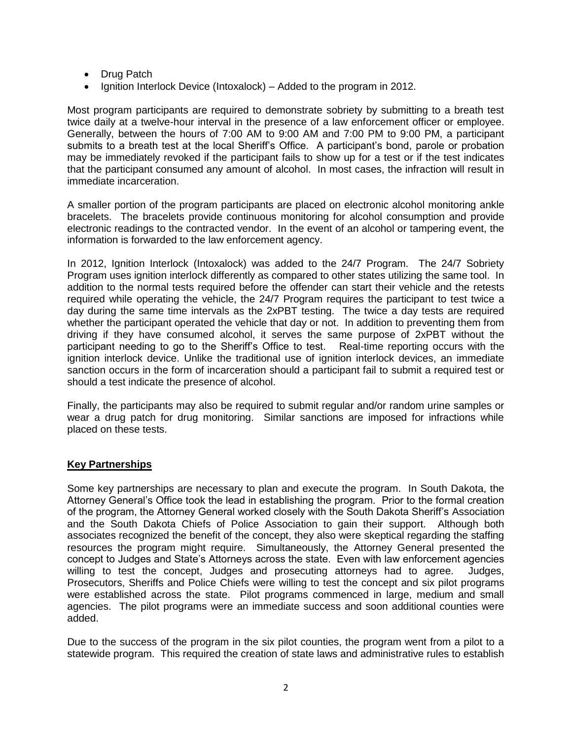- Drug Patch
- Ignition Interlock Device (Intoxalock) – Added to the program in 2012.

Most program participants are required to demonstrate sobriety by submitting to a breath test twice daily at a twelve-hour interval in the presence of a law enforcement officer or employee. Generally, between the hours of 7:00 AM to 9:00 AM and 7:00 PM to 9:00 PM, a participant submits to a breath test at the local Sheriff's Office. A participant's bond, parole or probation may be immediately revoked if the participant fails to show up for a test or if the test indicates that the participant consumed any amount of alcohol. In most cases, the infraction will result in immediate incarceration.

A smaller portion of the program participants are placed on electronic alcohol monitoring ankle bracelets. The bracelets provide continuous monitoring for alcohol consumption and provide electronic readings to the contracted vendor. In the event of an alcohol or tampering event, the information is forwarded to the law enforcement agency.

In 2012, Ignition Interlock (Intoxalock) was added to the 24/7 Program. The 24/7 Sobriety Program uses ignition interlock differently as compared to other states utilizing the same tool. In addition to the normal tests required before the offender can start their vehicle and the retests required while operating the vehicle, the 24/7 Program requires the participant to test twice a day during the same time intervals as the 2xPBT testing. The twice a day tests are required whether the participant operated the vehicle that day or not. In addition to preventing them from driving if they have consumed alcohol, it serves the same purpose of 2xPBT without the participant needing to go to the Sheriff's Office to test. Real-time reporting occurs with the ignition interlock device. Unlike the traditional use of ignition interlock devices, an immediate sanction occurs in the form of incarceration should a participant fail to submit a required test or should a test indicate the presence of alcohol.

Finally, the participants may also be required to submit regular and/or random urine samples or wear a drug patch for drug monitoring. Similar sanctions are imposed for infractions while placed on these tests.

## Key Partnerships

Some key partnerships are necessary to plan and execute the program. In South Dakota, the Attorney General's Office took the lead in establishing the program. Prior to the formal creation of the program, the Attorney General worked closely with the South Dakota Sheriff's Association and the South Dakota Chiefs of Police Association to gain their support. Although both associates recognized the benefit of the concept, they also were skeptical regarding the staffing resources the program might require. Simultaneously, the Attorney General presented the concept to Judges and State's Attorneys across the state. Even with law enforcement agencies willing to test the concept, Judges and prosecuting attorneys had to agree. Judges, Prosecutors, Sheriffs and Police Chiefs were willing to test the concept and six pilot programs were established across the state. Pilot programs commenced in large, medium and small agencies. The pilot programs were an immediate success and soon additional counties were added.

Due to the success of the program in the six pilot counties, the program went from a pilot to a statewide program. This required the creation of state laws and administrative rules to establish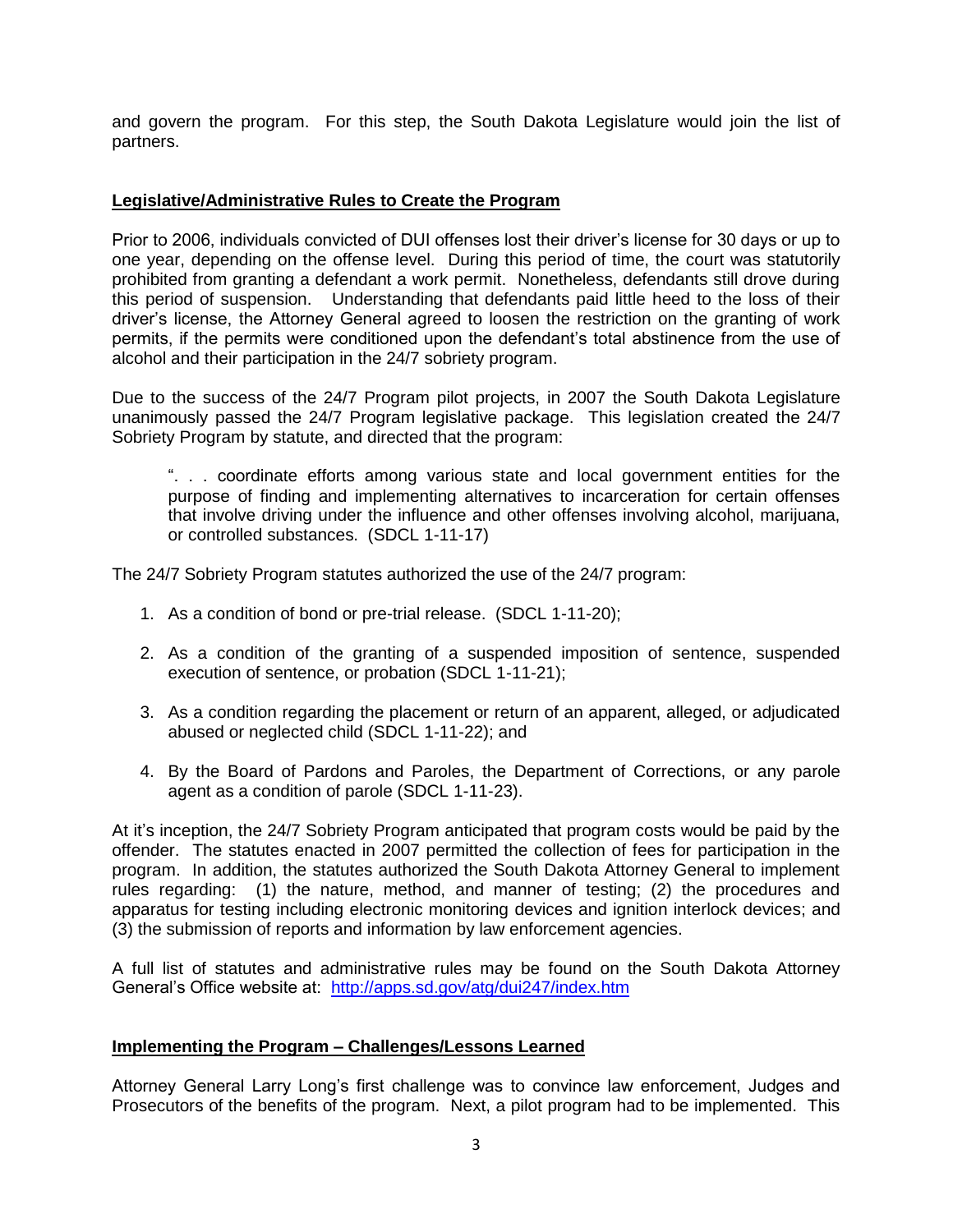and govern the program. For this step, the South Dakota Legislature would join the list of partners.

## **Legislative/Administrative Rules to Create the Program**

Prior to 2006, individuals convicted of DUI offenses lost their driver's license for 30 days or up to one year, depending on the offense level. During this period of time, the court was statutorily prohibited from granting a defendant a work permit. Nonetheless, defendants still drove during this period of suspension. Understanding that defendants paid little heed to the loss of their driver's license, the Attorney General agreed to loosen the restriction on the granting of work permits, if the permits were conditioned upon the defendant's total abstinence from the use of alcohol and their participation in the 24/7 sobriety program.

Due to the success of the 24/7 Program pilot projects, in 2007 the South Dakota Legislature unanimously passed the 24/7 Program legislative package. This legislation created the 24/7 Sobriety Program by statute, and directed that the program:

> ". . . coordinate efforts among various state and local government entities for the purpose of finding and implementing alternatives to incarceration for certain offenses that involve driving under the influence and other offenses involving alcohol, marijuana, or controlled substances. (SDCL 1-11-17)

The 24/7 Sobriety Program statutes authorized the use of the 24/7 program:

1. As a condition of bond or pre-trial release. (SDCL 1-11-20);

2. As a condition of the granting of a suspended imposition of sentence, suspended execution of sentence, or probation (SDCL 1-11-21);

3. As a condition regarding the placement or return of an apparent, alleged, or adjudicated abused or neglected child (SDCL 1-11-22); and

4. By the Board of Pardons and Paroles, the Department of Corrections, or any parole agent as a condition of parole (SDCL 1-11-23).

At it's inception, the 24/7 Sobriety Program anticipated that program costs would be paid by the offender. The statutes enacted in 2007 permitted the collection of fees for participation in the program. In addition, the statutes authorized the South Dakota Attorney General to implement rules regarding: (1) the nature, method, and manner of testing; (2) the procedures and apparatus for testing including electronic monitoring devices and ignition interlock devices; and (3) the submission of reports and information by law enforcement agencies.

A full list of statutes and administrative rules may be found on the South Dakota Attorney General's Office website at: [http://apps.sd.gov/atg/dui247/index.htm](http://apps.sd.gov/atg/dui247/index.htm)

## **Implementing the Program – Challenges/Lessons Learned**

Attorney General Larry Long's first challenge was to convince law enforcement, Judges and Prosecutors of the benefits of the program. Next, a pilot program had to be implemented. This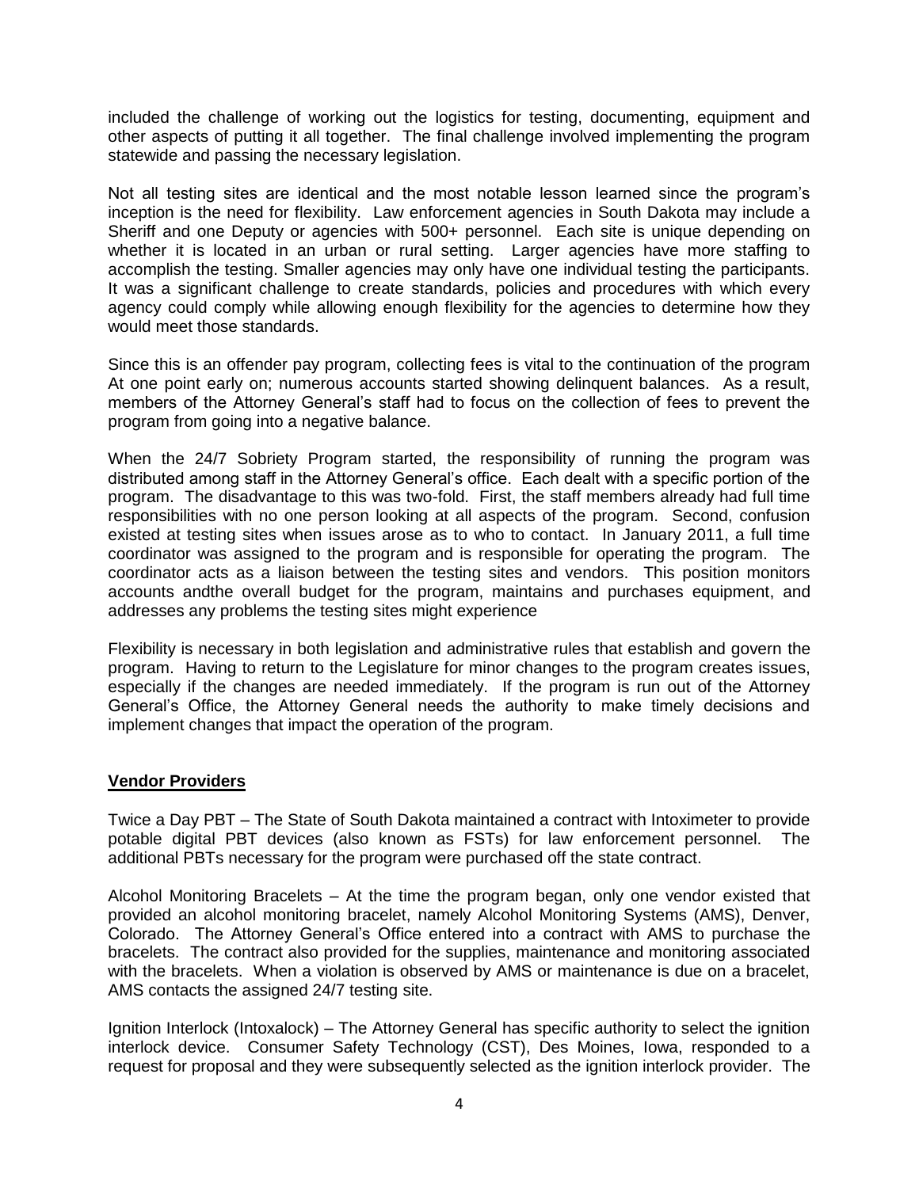included the challenge of working out the logistics for testing, documenting, equipment and other aspects of putting it all together. The final challenge involved implementing the program statewide and passing the necessary legislation.

Not all testing sites are identical and the most notable lesson learned since the program's inception is the need for flexibility. Law enforcement agencies in South Dakota may include a Sheriff and one Deputy or agencies with 500+ personnel. Each site is unique depending on whether it is located in an urban or rural setting. Larger agencies have more staffing to accomplish the testing. Smaller agencies may only have one individual testing the participants. It was a significant challenge to create standards, policies and procedures with which every agency could comply while allowing enough flexibility for the agencies to determine how they would meet those standards.

Since this is an offender pay program, collecting fees is vital to the continuation of the program At one point early on; numerous accounts started showing delinquent balances. As a result, members of the Attorney General's staff had to focus on the collection of fees to prevent the program from going into a negative balance.

When the 24/7 Sobriety Program started, the responsibility of running the program was distributed among staff in the Attorney General's office. Each dealt with a specific portion of the program. The disadvantage to this was two-fold. First, the staff members already had full time responsibilities with no one person looking at all aspects of the program. Second, confusion existed at testing sites when issues arose as to who to contact. In January 2011, a full time coordinator was assigned to the program and is responsible for operating the program. The coordinator acts as a liaison between the testing sites and vendors. This position monitors accounts andthe overall budget for the program, maintains and purchases equipment, and addresses any problems the testing sites might experience

Flexibility is necessary in both legislation and administrative rules that establish and govern the program. Having to return to the Legislature for minor changes to the program creates issues, especially if the changes are needed immediately. If the program is run out of the Attorney General's Office, the Attorney General needs the authority to make timely decisions and implement changes that impact the operation of the program.

## Vendor Providers

Twice a Day PBT – The State of South Dakota maintained a contract with Intoximeter to provide potable digital PBT devices (also known as FSTs) for law enforcement personnel. The additional PBTs necessary for the program were purchased off the state contract.

Alcohol Monitoring Bracelets – At the time the program began, only one vendor existed that provided an alcohol monitoring bracelet, namely Alcohol Monitoring Systems (AMS), Denver, Colorado. The Attorney General's Office entered into a contract with AMS to purchase the bracelets. The contract also provided for the supplies, maintenance and monitoring associated with the bracelets. When a violation is observed by AMS or maintenance is due on a bracelet, AMS contacts the assigned 24/7 testing site.

Ignition Interlock (Intoxalock) – The Attorney General has specific authority to select the ignition interlock device. Consumer Safety Technology (CST), Des Moines, Iowa, responded to a request for proposal and they were subsequently selected as the ignition interlock provider. The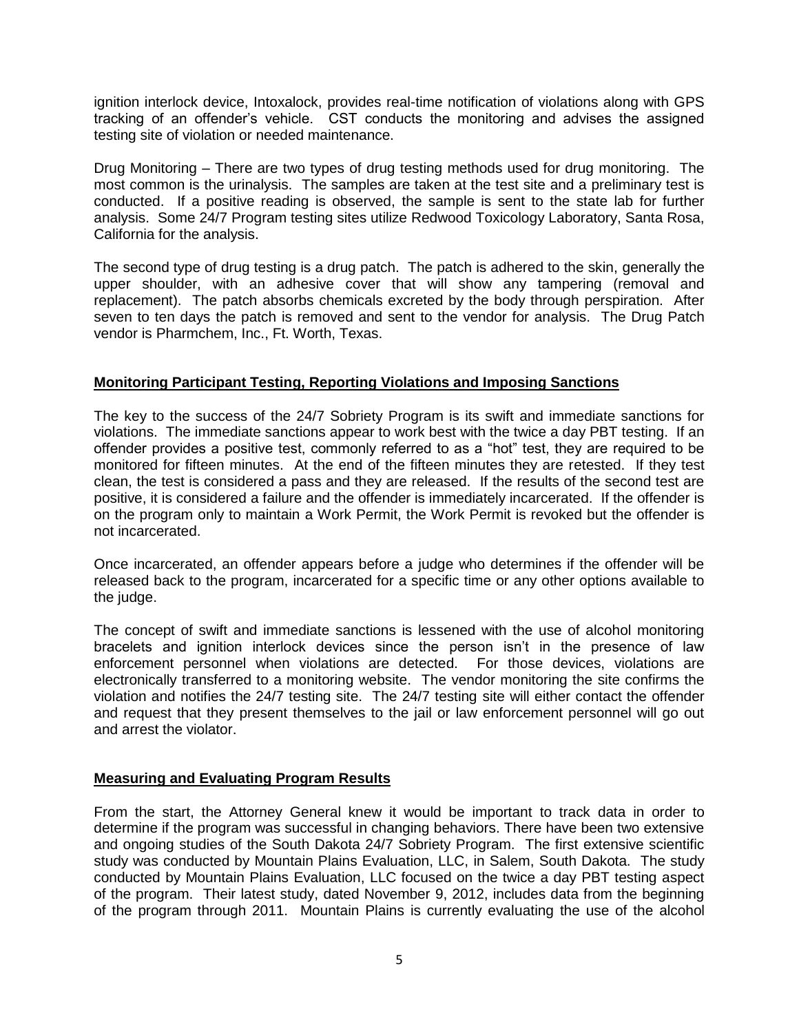ignition interlock device, Intoxalock, provides real-time notification of violations along with GPS tracking of an offender's vehicle. CST conducts the monitoring and advises the assigned testing site of violation or needed maintenance.

Drug Monitoring – There are two types of drug testing methods used for drug monitoring. The most common is the urinalysis. The samples are taken at the test site and a preliminary test is conducted. If a positive reading is observed, the sample is sent to the state lab for further analysis. Some 24/7 Program testing sites utilize Redwood Toxicology Laboratory, Santa Rosa, California for the analysis.

The second type of drug testing is a drug patch. The patch is adhered to the skin, generally the upper shoulder, with an adhesive cover that will show any tampering (removal and replacement). The patch absorbs chemicals excreted by the body through perspiration. After seven to ten days the patch is removed and sent to the vendor for analysis. The Drug Patch vendor is Pharmchem, Inc., Ft. Worth, Texas.

## Monitoring Participant Testing, Reporting Violations and Imposing Sanctions

The key to the success of the 24/7 Sobriety Program is its swift and immediate sanctions for violations. The immediate sanctions appear to work best with the twice a day PBT testing. If an offender provides a positive test, commonly referred to as a "hot" test, they are required to be monitored for fifteen minutes. At the end of the fifteen minutes they are retested. If they test clean, the test is considered a pass and they are released. If the results of the second test are positive, it is considered a failure and the offender is immediately incarcerated. If the offender is on the program only to maintain a Work Permit, the Work Permit is revoked but the offender is not incarcerated.

Once incarcerated, an offender appears before a judge who determines if the offender will be released back to the program, incarcerated for a specific time or any other options available to the judge.

The concept of swift and immediate sanctions is lessened with the use of alcohol monitoring bracelets and ignition interlock devices since the person isn't in the presence of law enforcement personnel when violations are detected. For those devices, violations are electronically transferred to a monitoring website. The vendor monitoring the site confirms the violation and notifies the 24/7 testing site. The 24/7 testing site will either contact the offender and request that they present themselves to the jail or law enforcement personnel will go out and arrest the violator.

## Measuring and Evaluating Program Results

From the start, the Attorney General knew it would be important to track data in order to determine if the program was successful in changing behaviors. There have been two extensive and ongoing studies of the South Dakota 24/7 Sobriety Program. The first extensive scientific study was conducted by Mountain Plains Evaluation, LLC, in Salem, South Dakota. The study conducted by Mountain Plains Evaluation, LLC focused on the twice a day PBT testing aspect of the program. Their latest study, dated November 9, 2012, includes data from the beginning of the program through 2011. Mountain Plains is currently evaluating the use of the alcohol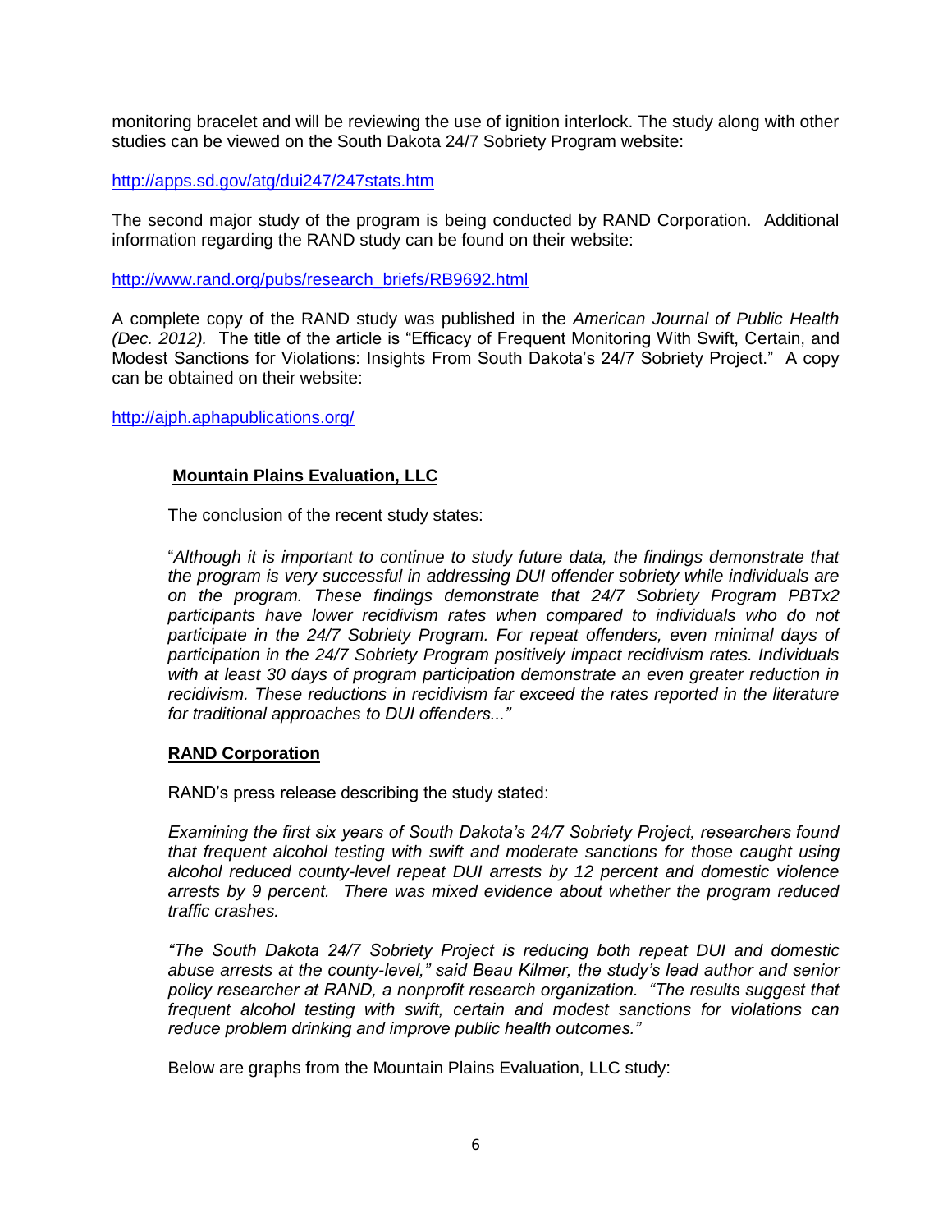monitoring bracelet and will be reviewing the use of ignition interlock. The study along with other studies can be viewed on the South Dakota 24/7 Sobriety Program website:

http://apps.sd.gov/atg/dui247/247stats.htm

The second major study of the program is being conducted by RAND Corporation. Additional information regarding the RAND study can be found on their website:

http://www.rand.org/pubs/research_briefs/RB9692.html

A complete copy of the RAND study was published in the *American Journal of Public Health (Dec. 2012).* The title of the article is "Efficacy of Frequent Monitoring With Swift, Certain, and Modest Sanctions for Violations: Insights From South Dakota's 24/7 Sobriety Project." A copy can be obtained on their website:

http://ajph.aphapublications.org/

**Mountain Plains Evaluation, LLC**

The conclusion of the recent study states:

"*Although it is important to continue to study future data, the findings demonstrate that the program is very successful in addressing DUI offender sobriety while individuals are on the program. These findings demonstrate that 24/7 Sobriety Program PBTx2 participants have lower recidivism rates when compared to individuals who do not participate in the 24/7 Sobriety Program. For repeat offenders, even minimal days of participation in the 24/7 Sobriety Program positively impact recidivism rates. Individuals with at least 30 days of program participation demonstrate an even greater reduction in recidivism. These reductions in recidivism far exceed the rates reported in the literature for traditional approaches to DUI offenders..."*

**RAND Corporation**

RAND's press release describing the study stated:

*Examining the first six years of South Dakota's 24/7 Sobriety Project, researchers found that frequent alcohol testing with swift and moderate sanctions for those caught using alcohol reduced county-level repeat DUI arrests by 12 percent and domestic violence arrests by 9 percent. There was mixed evidence about whether the program reduced traffic crashes.*

*"The South Dakota 24/7 Sobriety Project is reducing both repeat DUI and domestic abuse arrests at the county-level," said Beau Kilmer, the study's lead author and senior policy researcher at RAND, a nonprofit research organization. "The results suggest that frequent alcohol testing with swift, certain and modest sanctions for violations can reduce problem drinking and improve public health outcomes."*

Below are graphs from the Mountain Plains Evaluation, LLC study: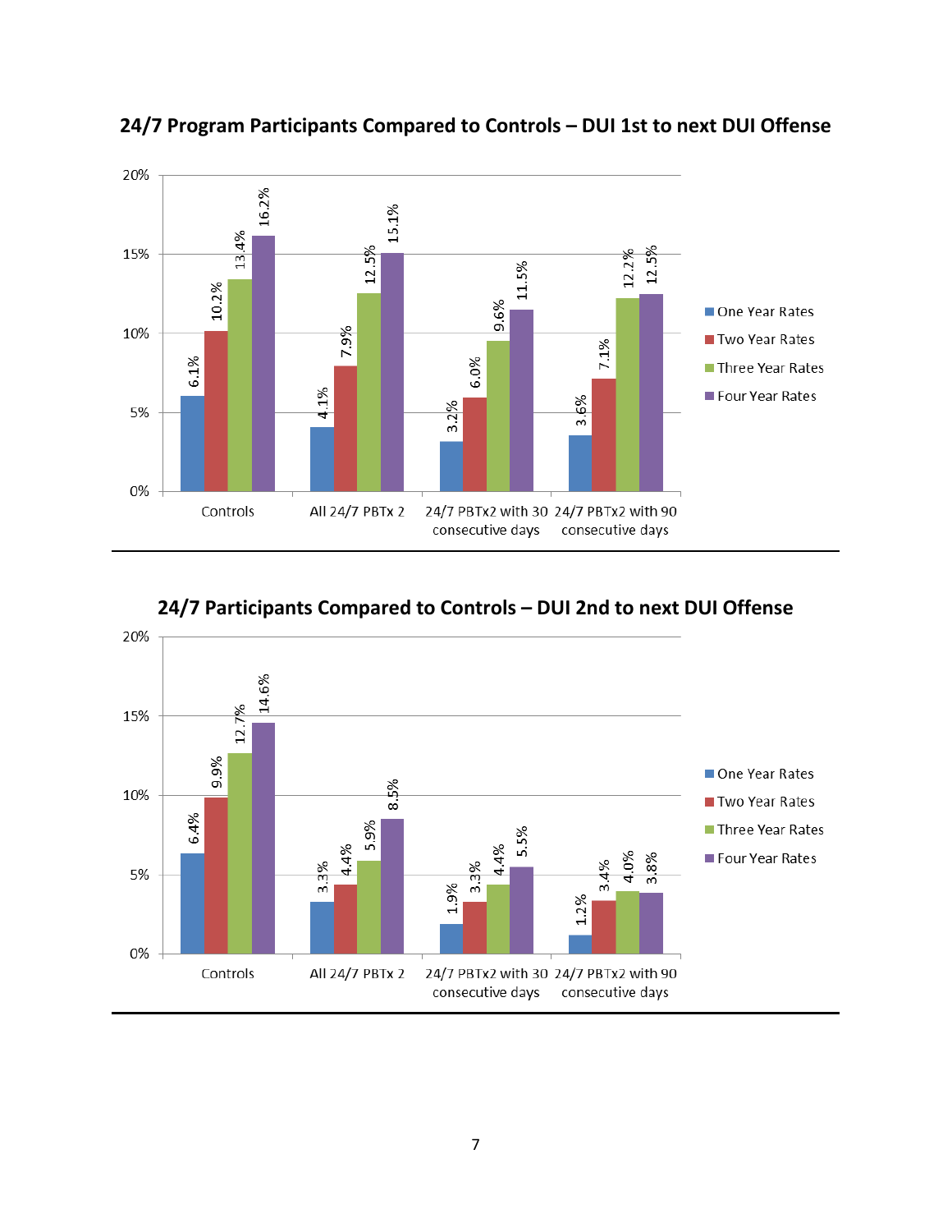## 24/7 Program Participants Compared to Controls – DUI 1st to next DUI Offense

| | One Year Rates | Two Year Rates | Three Year Rates | Four Year Rates |
|---|---|---|---|---|
| Controls | 6.1% | 10.2% | 13.4% | 16.2% |
| All 24/7 PBTx 2 | 4.1% | 7.9% | 12.5% | 15.1% |
| 24/7 PBTx2 with 30 consecutive days | 3.2% | 6.0% | 9.6% | 11.5% |
| 24/7 PBTx2 with 90 consecutive days | 3.6% | 7.1% | 12.2% | 12.5% |

## 24/7 Participants Compared to Controls – DUI 2nd to next DUI Offense

| | One Year Rates | Two Year Rates | Three Year Rates | Four Year Rates |
|---|---|---|---|---|
| Controls | 6.4% | 9.9% | 12.7% | 14.6% |
| All 24/7 PBTx 2 | 3.3% | 4.4% | 5.9% | 8.5% |
| 24/7 PBTx2 with 30 consecutive days | 1.9% | 3.3% | 4.4% | 5.5% |
| 24/7 PBTx2 with 90 consecutive days | 1.2% | 3.4% | 4.0% | 3.8% |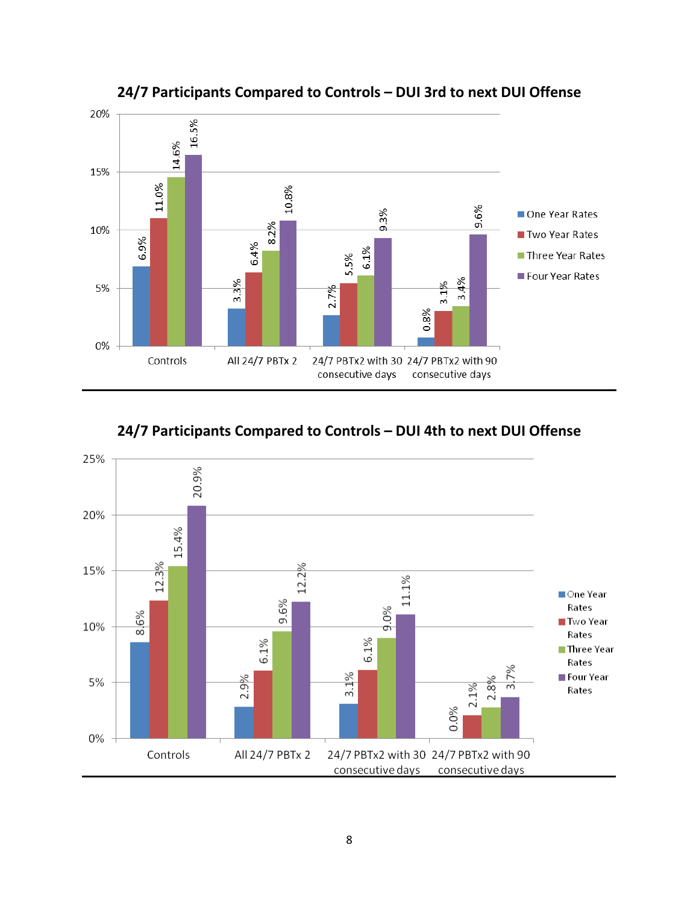## 24/7 Participants Compared to Controls – DUI 3rd to next DUI Offense

| | One Year Rates | Two Year Rates | Three Year Rates | Four Year Rates |
|---|---|---|---|---|
| Controls | 6.9% | 11.0% | 14.6% | 16.5% |
| All 24/7 PBTx 2 | 3.3% | 6.4% | 8.2% | 10.8% |
| 24/7 PBTx2 with 30 consecutive days | 2.7% | 5.5% | 6.1% | 9.3% |
| 24/7 PBTx2 with 90 consecutive days | 0.8% | 3.1% | 3.4% | 9.6% |

---

## 24/7 Participants Compared to Controls – DUI 4th to next DUI Offense

| | One Year Rates | Two Year Rates | Three Year Rates | Four Year Rates |
|---|---|---|---|---|
| Controls | 8.6% | 12.3% | 15.4% | 20.9% |
| All 24/7 PBTx 2 | 2.9% | 6.1% | 9.6% | 12.2% |
| 24/7 PBTx2 with 30 consecutive days | 3.1% | 6.1% | 9.0% | 11.1% |
| 24/7 PBTx2 with 90 consecutive days | 0.0% | 2.1% | 2.8% | 3.7% |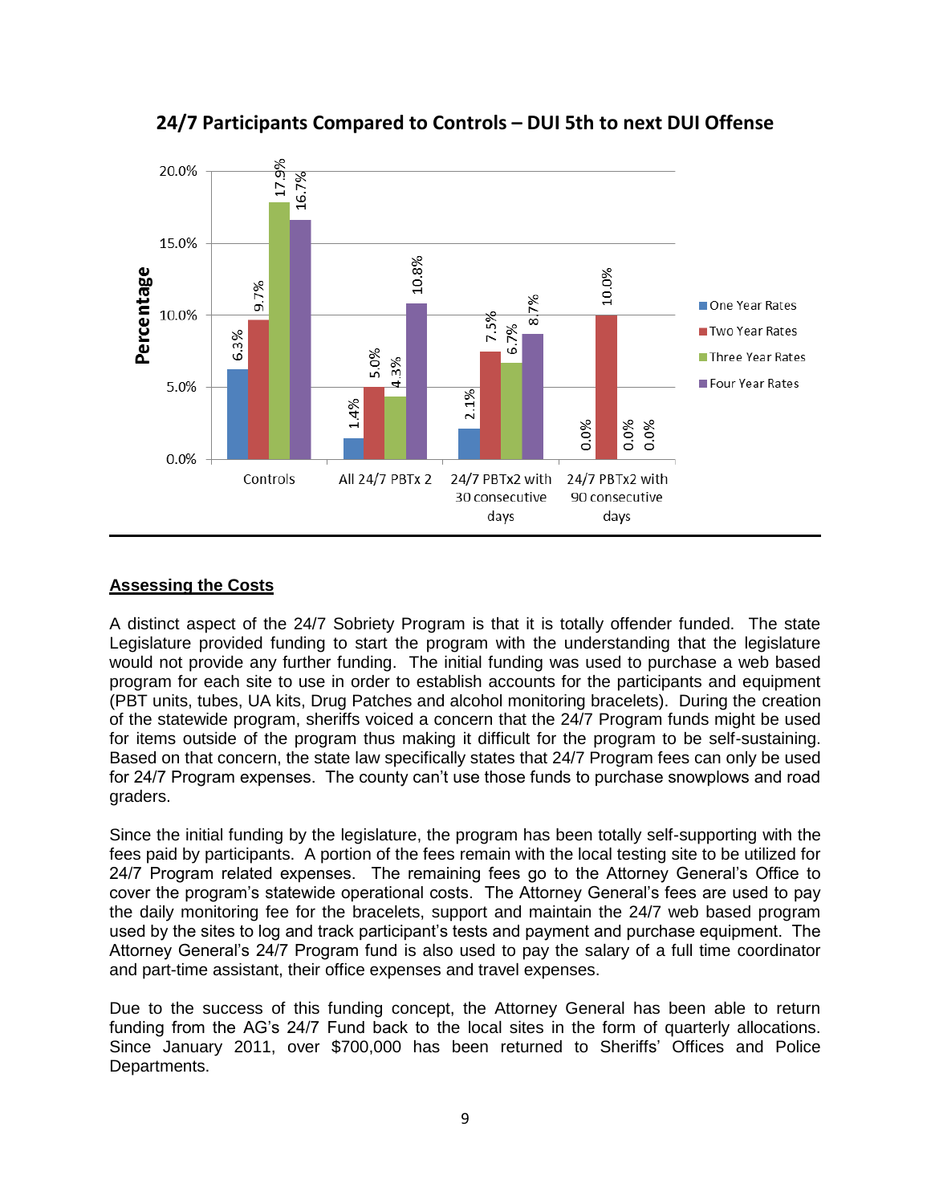## 24/7 Participants Compared to Controls – DUI 5th to next DUI Offense

| | One Year Rates | Two Year Rates | Three Year Rates | Four Year Rates |
| --- | --- | --- | --- | --- |
| Controls | 6.3% | 9.7% | 17.9% | 16.7% |
| All 24/7 PBTx 2 | 1.4% | 5.0% | 4.3% | 10.8% |
| 24/7 PBTx2 with 30 consecutive days | 2.1% | 7.5% | 6.7% | 8.7% |
| 24/7 PBTx2 with 90 consecutive days | 0.0% | 10.0% | 0.0% | 0.0% |

## Assessing the Costs

A distinct aspect of the 24/7 Sobriety Program is that it is totally offender funded. The state Legislature provided funding to start the program with the understanding that the legislature would not provide any further funding. The initial funding was used to purchase a web based program for each site to use in order to establish accounts for the participants and equipment (PBT units, tubes, UA kits, Drug Patches and alcohol monitoring bracelets). During the creation of the statewide program, sheriffs voiced a concern that the 24/7 Program funds might be used for items outside of the program thus making it difficult for the program to be self-sustaining. Based on that concern, the state law specifically states that 24/7 Program fees can only be used for 24/7 Program expenses. The county can't use those funds to purchase snowplows and road graders.

Since the initial funding by the legislature, the program has been totally self-supporting with the fees paid by participants. A portion of the fees remain with the local testing site to be utilized for 24/7 Program related expenses. The remaining fees go to the Attorney General's Office to cover the program's statewide operational costs. The Attorney General's fees are used to pay the daily monitoring fee for the bracelets, support and maintain the 24/7 web based program used by the sites to log and track participant's tests and payment and purchase equipment. The Attorney General's 24/7 Program fund is also used to pay the salary of a full time coordinator and part-time assistant, their office expenses and travel expenses.

Due to the success of this funding concept, the Attorney General has been able to return funding from the AG's 24/7 Fund back to the local sites in the form of quarterly allocations. Since January 2011, over $700,000 has been returned to Sheriffs' Offices and Police Departments.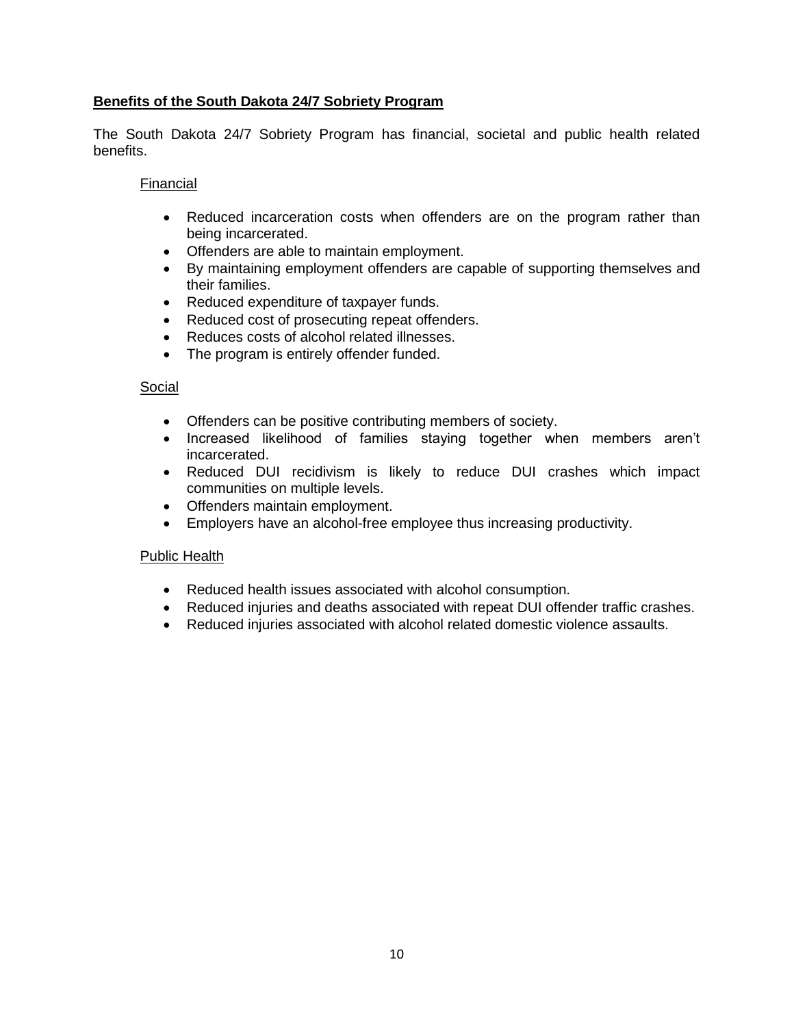## Benefits of the South Dakota 24/7 Sobriety Program

The South Dakota 24/7 Sobriety Program has financial, societal and public health related benefits.

### Financial

- Reduced incarceration costs when offenders are on the program rather than being incarcerated.
- Offenders are able to maintain employment.
- By maintaining employment offenders are capable of supporting themselves and their families.
- Reduced expenditure of taxpayer funds.
- Reduced cost of prosecuting repeat offenders.
- Reduces costs of alcohol related illnesses.
- The program is entirely offender funded.

### Social

- Offenders can be positive contributing members of society.
- Increased likelihood of families staying together when members aren't incarcerated.
- Reduced DUI recidivism is likely to reduce DUI crashes which impact communities on multiple levels.
- Offenders maintain employment.
- Employers have an alcohol-free employee thus increasing productivity.

### Public Health

- Reduced health issues associated with alcohol consumption.
- Reduced injuries and deaths associated with repeat DUI offender traffic crashes.
- Reduced injuries associated with alcohol related domestic violence assaults.